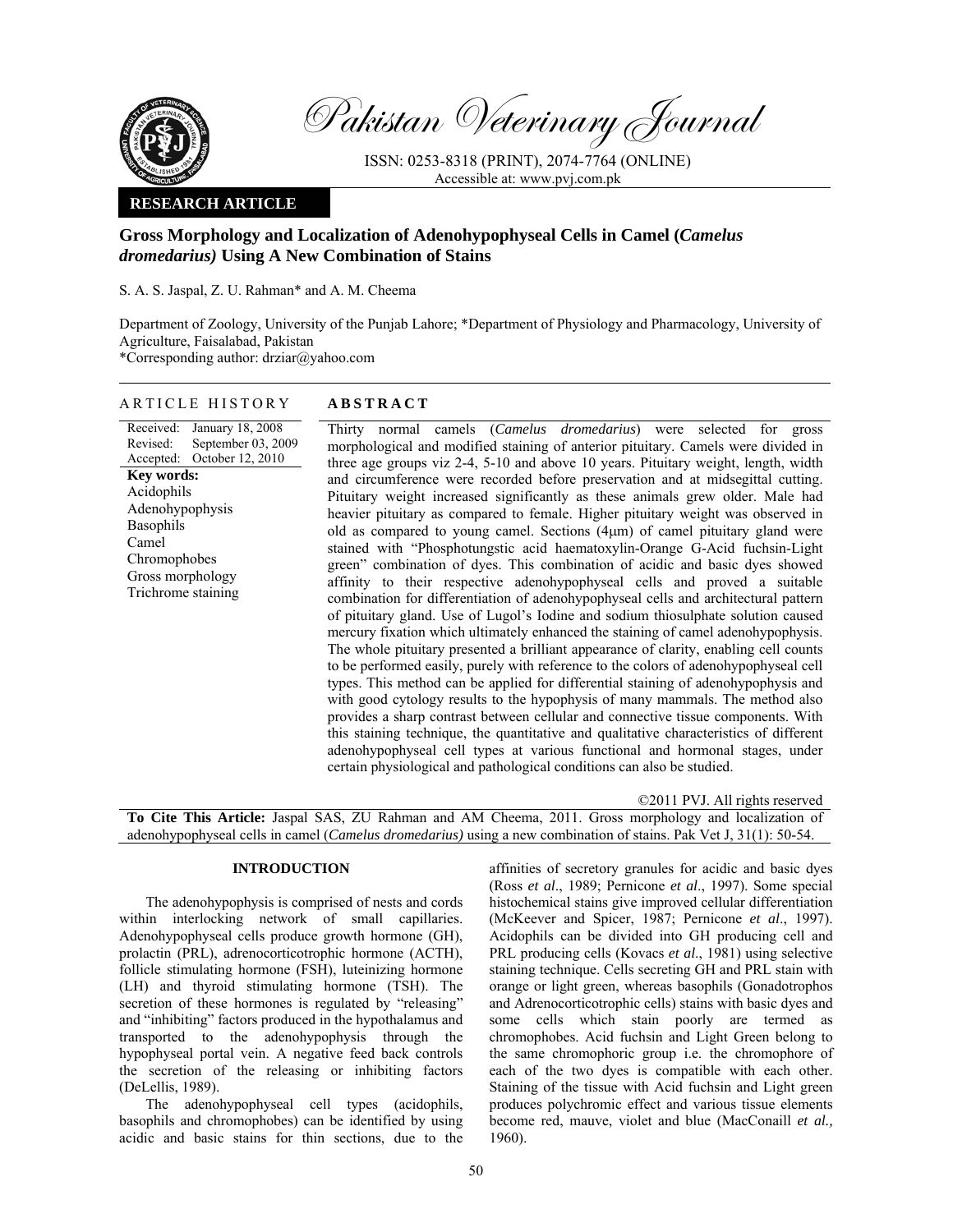Pakistan Veterinary Journal

ISSN: 0253-8318 (PRINT), 2074-7764 (ONLINE)
Accessible at: www.pvj.com.pk

**RESEARCH ARTICLE**

# Gross Morphology and Localization of Adenohypophyseal Cells in Camel (*Camelus dromedarius)* Using A New Combination of Stains

S. A. S. Jaspal, Z. U. Rahman* and A. M. Cheema

Department of Zoology, University of the Punjab Lahore; *Department of Physiology and Pharmacology, University of Agriculture, Faisalabad, Pakistan
*Corresponding author: drziar@yahoo.com

## ARTICLE HISTORY

Received: January 18, 2008
Revised: September 03, 2009
Accepted: October 12, 2010

**Key words:**
Acidophils
Adenohypophysis
Basophils
Camel
Chromophobes
Gross morphology
Trichrome staining

## ABSTRACT

Thirty normal camels (*Camelus dromedarius*) were selected for gross morphological and modified staining of anterior pituitary. Camels were divided in three age groups viz 2-4, 5-10 and above 10 years. Pituitary weight, length, width and circumference were recorded before preservation and at midsegittal cutting. Pituitary weight increased significantly as these animals grew older. Male had heavier pituitary as compared to female. Higher pituitary weight was observed in old as compared to young camel. Sections (4μm) of camel pituitary gland were stained with "Phosphotungstic acid haematoxylin-Orange G-Acid fuchsin-Light green" combination of dyes. This combination of acidic and basic dyes showed affinity to their respective adenohypophyseal cells and proved a suitable combination for differentiation of adenohypophyseal cells and architectural pattern of pituitary gland. Use of Lugol's Iodine and sodium thiosulphate solution caused mercury fixation which ultimately enhanced the staining of camel adenohypophysis. The whole pituitary presented a brilliant appearance of clarity, enabling cell counts to be performed easily, purely with reference to the colors of adenohypophyseal cell types. This method can be applied for differential staining of adenohypophysis and with good cytology results to the hypophysis of many mammals. The method also provides a sharp contrast between cellular and connective tissue components. With this staining technique, the quantitative and qualitative characteristics of different adenohypophyseal cell types at various functional and hormonal stages, under certain physiological and pathological conditions can also be studied.

©2011 PVJ. All rights reserved

**To Cite This Article:** Jaspal SAS, ZU Rahman and AM Cheema, 2011. Gross morphology and localization of adenohypophyseal cells in camel (*Camelus dromedarius)* using a new combination of stains. Pak Vet J, 31(1): 50-54.

## INTRODUCTION

The adenohypophysis is comprised of nests and cords within interlocking network of small capillaries. Adenohypophyseal cells produce growth hormone (GH), prolactin (PRL), adrenocorticotrophic hormone (ACTH), follicle stimulating hormone (FSH), luteinizing hormone (LH) and thyroid stimulating hormone (TSH). The secretion of these hormones is regulated by "releasing" and "inhibiting" factors produced in the hypothalamus and transported to the adenohypophysis through the hypophyseal portal vein. A negative feed back controls the secretion of the releasing or inhibiting factors (DeLellis, 1989).

The adenohypophyseal cell types (acidophils, basophils and chromophobes) can be identified by using acidic and basic stains for thin sections, due to the affinities of secretory granules for acidic and basic dyes (Ross *et al*., 1989; Pernicone *et al*., 1997). Some special histochemical stains give improved cellular differentiation (McKeever and Spicer, 1987; Pernicone *et al*., 1997). Acidophils can be divided into GH producing cell and PRL producing cells (Kovacs *et al*., 1981) using selective staining technique. Cells secreting GH and PRL stain with orange or light green, whereas basophils (Gonadotrophos and Adrenocorticotrophic cells) stains with basic dyes and some cells which stain poorly are termed as chromophobes. Acid fuchsin and Light Green belong to the same chromophoric group i.e. the chromophore of each of the two dyes is compatible with each other. Staining of the tissue with Acid fuchsin and Light green produces polychromic effect and various tissue elements become red, mauve, violet and blue (MacConaill *et al.,* 1960).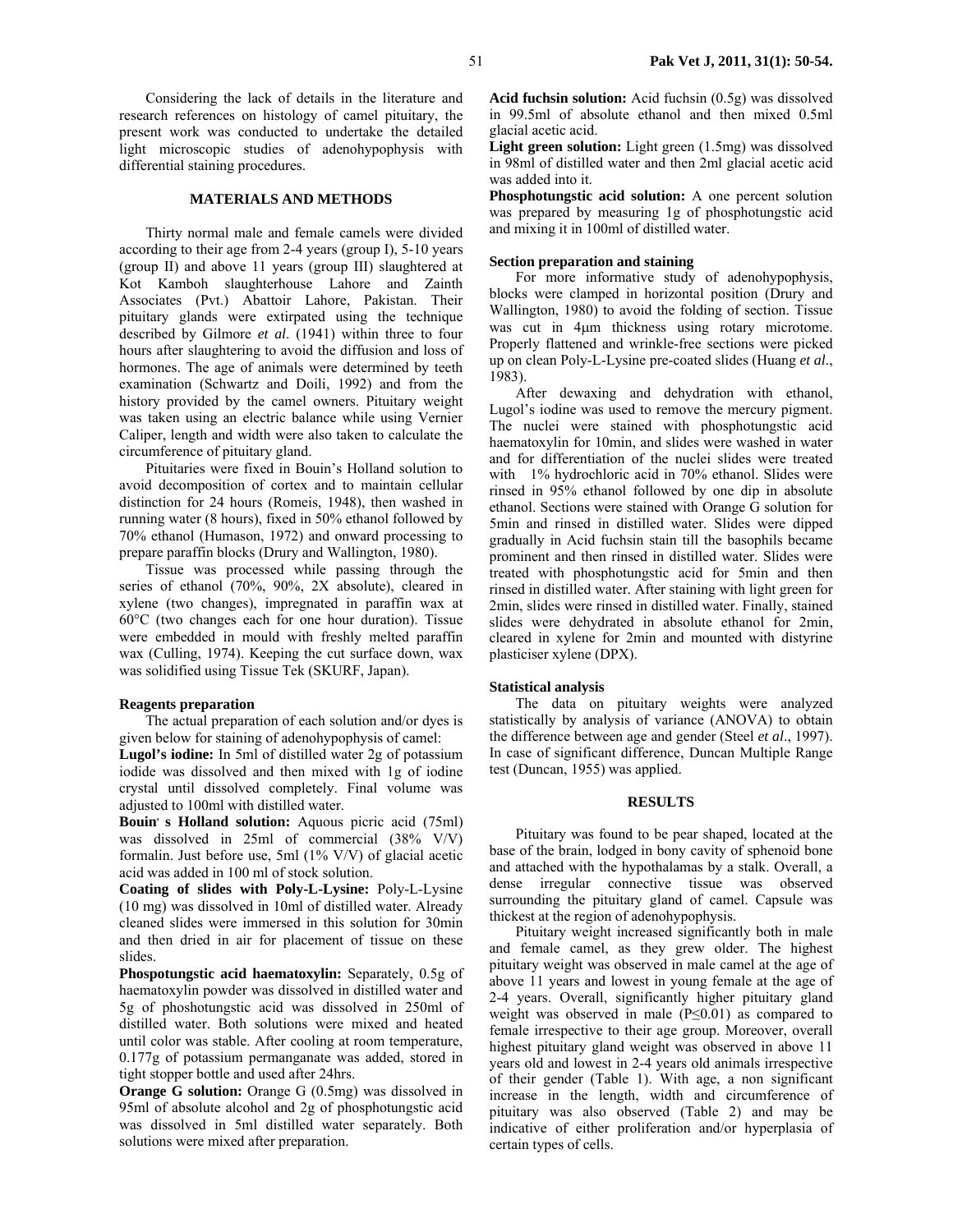Considering the lack of details in the literature and research references on histology of camel pituitary, the present work was conducted to undertake the detailed light microscopic studies of adenohypophysis with differential staining procedures.

## MATERIALS AND METHODS

Thirty normal male and female camels were divided according to their age from 2-4 years (group I), 5-10 years (group II) and above 11 years (group III) slaughtered at Kot Kamboh slaughterhouse Lahore and Zainth Associates (Pvt.) Abattoir Lahore, Pakistan. Their pituitary glands were extirpated using the technique described by Gilmore *et al*. (1941) within three to four hours after slaughtering to avoid the diffusion and loss of hormones. The age of animals were determined by teeth examination (Schwartz and Doili, 1992) and from the history provided by the camel owners. Pituitary weight was taken using an electric balance while using Vernier Caliper, length and width were also taken to calculate the circumference of pituitary gland.

Pituitaries were fixed in Bouin's Holland solution to avoid decomposition of cortex and to maintain cellular distinction for 24 hours (Romeis, 1948), then washed in running water (8 hours), fixed in 50% ethanol followed by 70% ethanol (Humason, 1972) and onward processing to prepare paraffin blocks (Drury and Wallington, 1980).

Tissue was processed while passing through the series of ethanol (70%, 90%, 2X absolute), cleared in xylene (two changes), impregnated in paraffin wax at 60°C (two changes each for one hour duration). Tissue were embedded in mould with freshly melted paraffin wax (Culling, 1974). Keeping the cut surface down, wax was solidified using Tissue Tek (SKURF, Japan).

### Reagents preparation

The actual preparation of each solution and/or dyes is given below for staining of adenohypophysis of camel:

**Lugol's iodine:** In 5ml of distilled water 2g of potassium iodide was dissolved and then mixed with 1g of iodine crystal until dissolved completely. Final volume was adjusted to 100ml with distilled water.

**Bouin' s Holland solution:** Aquous picric acid (75ml) was dissolved in 25ml of commercial (38% V/V) formalin. Just before use, 5ml (1% V/V) of glacial acetic acid was added in 100 ml of stock solution.

**Coating of slides with Poly-L-Lysine:** Poly-L-Lysine (10 mg) was dissolved in 10ml of distilled water. Already cleaned slides were immersed in this solution for 30min and then dried in air for placement of tissue on these slides.

**Phospotungstic acid haematoxylin:** Separately, 0.5g of haematoxylin powder was dissolved in distilled water and 5g of phoshotungstic acid was dissolved in 250ml of distilled water. Both solutions were mixed and heated until color was stable. After cooling at room temperature, 0.177g of potassium permanganate was added, stored in tight stopper bottle and used after 24hrs.

**Orange G solution:** Orange G (0.5mg) was dissolved in 95ml of absolute alcohol and 2g of phosphotungstic acid was dissolved in 5ml distilled water separately. Both solutions were mixed after preparation.

**Acid fuchsin solution:** Acid fuchsin (0.5g) was dissolved in 99.5ml of absolute ethanol and then mixed 0.5ml glacial acetic acid.

**Light green solution:** Light green (1.5mg) was dissolved in 98ml of distilled water and then 2ml glacial acetic acid was added into it.

**Phosphotungstic acid solution:** A one percent solution was prepared by measuring 1g of phosphotungstic acid and mixing it in 100ml of distilled water.

### Section preparation and staining

For more informative study of adenohypophysis, blocks were clamped in horizontal position (Drury and Wallington, 1980) to avoid the folding of section. Tissue was cut in 4μm thickness using rotary microtome. Properly flattened and wrinkle-free sections were picked up on clean Poly-L-Lysine pre-coated slides (Huang *et al*., 1983).

After dewaxing and dehydration with ethanol, Lugol's iodine was used to remove the mercury pigment. The nuclei were stained with phosphotungstic acid haematoxylin for 10min, and slides were washed in water and for differentiation of the nuclei slides were treated with 1% hydrochloric acid in 70% ethanol. Slides were rinsed in 95% ethanol followed by one dip in absolute ethanol. Sections were stained with Orange G solution for 5min and rinsed in distilled water. Slides were dipped gradually in Acid fuchsin stain till the basophils became prominent and then rinsed in distilled water. Slides were treated with phosphotungstic acid for 5min and then rinsed in distilled water. After staining with light green for 2min, slides were rinsed in distilled water. Finally, stained slides were dehydrated in absolute ethanol for 2min, cleared in xylene for 2min and mounted with distyrine plasticiser xylene (DPX).

### Statistical analysis

The data on pituitary weights were analyzed statistically by analysis of variance (ANOVA) to obtain the difference between age and gender (Steel *et al*., 1997). In case of significant difference, Duncan Multiple Range test (Duncan, 1955) was applied.

## RESULTS

Pituitary was found to be pear shaped, located at the base of the brain, lodged in bony cavity of sphenoid bone and attached with the hypothalamas by a stalk. Overall, a dense irregular connective tissue was observed surrounding the pituitary gland of camel. Capsule was thickest at the region of adenohypophysis.

Pituitary weight increased significantly both in male and female camel, as they grew older. The highest pituitary weight was observed in male camel at the age of above 11 years and lowest in young female at the age of 2-4 years. Overall, significantly higher pituitary gland weight was observed in male ($P \leq 0.01$) as compared to female irrespective to their age group. Moreover, overall highest pituitary gland weight was observed in above 11 years old and lowest in 2-4 years old animals irrespective of their gender (Table 1). With age, a non significant increase in the length, width and circumference of pituitary was also observed (Table 2) and may be indicative of either proliferation and/or hyperplasia of certain types of cells.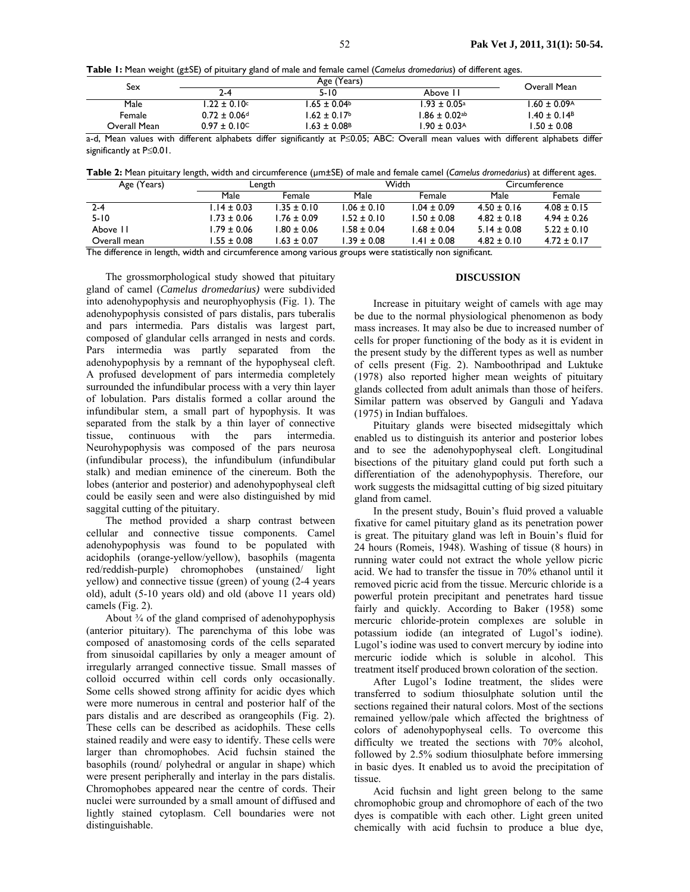**Table 1:** Mean weight (g±SE) of pituitary gland of male and female camel (*Camelus dromedarius*) of different ages.

| Sex | Age (Years) | | | Overall Mean |
|---|---|---|---|---|
| | 2-4 | 5-10 | Above 11 | |
| Male | $1.22 \pm 0.10^{c}$ | $1.65 \pm 0.04^{b}$ | $1.93 \pm 0.05^{a}$ | $1.60 \pm 0.09^{A}$ |
| Female | $0.72 \pm 0.06^{d}$ | $1.62 \pm 0.17^{b}$ | $1.86 \pm 0.02^{ab}$ | $1.40 \pm 0.14^{B}$ |
| Overall Mean | $0.97 \pm 0.10^{C}$ | $1.63 \pm 0.08^{B}$ | $1.90 \pm 0.03^{A}$ | $1.50 \pm 0.08$ |

a-d, Mean values with different alphabets differ significantly at P≤0.05; ABC: Overall mean values with different alphabets differ significantly at P≤0.01.

**Table 2:** Mean pituitary length, width and circumference (μm±SE) of male and female camel (*Camelus dromedarius*) at different ages.

| Age (Years) | Length | | Width | | Circumference | |
|---|---|---|---|---|---|---|
| | Male | Female | Male | Female | Male | Female |
| 2-4 | 1.14 ± 0.03 | 1.35 ± 0.10 | 1.06 ± 0.10 | 1.04 ± 0.09 | 4.50 ± 0.16 | 4.08 ± 0.15 |
| 5-10 | 1.73 ± 0.06 | 1.76 ± 0.09 | 1.52 ± 0.10 | 1.50 ± 0.08 | 4.82 ± 0.18 | 4.94 ± 0.26 |
| Above 11 | 1.79 ± 0.06 | 1.80 ± 0.06 | 1.58 ± 0.04 | 1.68 ± 0.04 | 5.14 ± 0.08 | 5.22 ± 0.10 |
| Overall mean | 1.55 ± 0.08 | 1.63 ± 0.07 | 1.39 ± 0.08 | 1.41 ± 0.08 | 4.82 ± 0.10 | 4.72 ± 0.17 |

The difference in length, width and circumference among various groups were statistically non significant.

The grossmorphological study showed that pituitary gland of camel (*Camelus dromedarius)* were subdivided into adenohypophysis and neurophyophysis (Fig. 1). The adenohypophysis consisted of pars distalis, pars tuberalis and pars intermedia. Pars distalis was largest part, composed of glandular cells arranged in nests and cords. Pars intermedia was partly separated from the adenohypophysis by a remnant of the hypophyseal cleft. A profused development of pars intermedia completely surrounded the infundibular process with a very thin layer of lobulation. Pars distalis formed a collar around the infundibular stem, a small part of hypophysis. It was separated from the stalk by a thin layer of connective tissue, continuous with the pars intermedia. Neurohypophysis was composed of the pars neurosa (infundibular process), the infundibulum (infundibular stalk) and median eminence of the cinereum. Both the lobes (anterior and posterior) and adenohypophyseal cleft could be easily seen and were also distinguished by mid saggital cutting of the pituitary.

The method provided a sharp contrast between cellular and connective tissue components. Camel adenohypophysis was found to be populated with acidophils (orange-yellow/yellow), basophils (magenta red/reddish-purple) chromophobes (unstained/ light yellow) and connective tissue (green) of young (2-4 years old), adult (5-10 years old) and old (above 11 years old) camels (Fig. 2).

About ¾ of the gland comprised of adenohypophysis (anterior pituitary). The parenchyma of this lobe was composed of anastomosing cords of the cells separated from sinusoidal capillaries by only a meager amount of irregularly arranged connective tissue. Small masses of colloid occurred within cell cords only occasionally. Some cells showed strong affinity for acidic dyes which were more numerous in central and posterior half of the pars distalis and are described as orangeophils (Fig. 2). These cells can be described as acidophils. These cells stained readily and were easy to identify. These cells were larger than chromophobes. Acid fuchsin stained the basophils (round/ polyhedral or angular in shape) which were present peripherally and interlay in the pars distalis. Chromophobes appeared near the centre of cords. Their nuclei were surrounded by a small amount of diffused and lightly stained cytoplasm. Cell boundaries were not distinguishable.

## DISCUSSION

Increase in pituitary weight of camels with age may be due to the normal physiological phenomenon as body mass increases. It may also be due to increased number of cells for proper functioning of the body as it is evident in the present study by the different types as well as number of cells present (Fig. 2). Namboothripad and Luktuke (1978) also reported higher mean weights of pituitary glands collected from adult animals than those of heifers. Similar pattern was observed by Ganguli and Yadava (1975) in Indian buffaloes.

Pituitary glands were bisected midsegittaly which enabled us to distinguish its anterior and posterior lobes and to see the adenohypophyseal cleft. Longitudinal bisections of the pituitary gland could put forth such a differentiation of the adenohypophysis. Therefore, our work suggests the midsagittal cutting of big sized pituitary gland from camel.

In the present study, Bouin's fluid proved a valuable fixative for camel pituitary gland as its penetration power is great. The pituitary gland was left in Bouin's fluid for 24 hours (Romeis, 1948). Washing of tissue (8 hours) in running water could not extract the whole yellow picric acid. We had to transfer the tissue in 70% ethanol until it removed picric acid from the tissue. Mercuric chloride is a powerful protein precipitant and penetrates hard tissue fairly and quickly. According to Baker (1958) some mercuric chloride-protein complexes are soluble in potassium iodide (an integrated of Lugol's iodine). Lugol's iodine was used to convert mercury by iodine into mercuric iodide which is soluble in alcohol. This treatment itself produced brown coloration of the section.

After Lugol's Iodine treatment, the slides were transferred to sodium thiosulphate solution until the sections regained their natural colors. Most of the sections remained yellow/pale which affected the brightness of colors of adenohypophyseal cells. To overcome this difficulty we treated the sections with 70% alcohol, followed by 2.5% sodium thiosulphate before immersing in basic dyes. It enabled us to avoid the precipitation of tissue.

Acid fuchsin and light green belong to the same chromophobic group and chromophore of each of the two dyes is compatible with each other. Light green united chemically with acid fuchsin to produce a blue dye,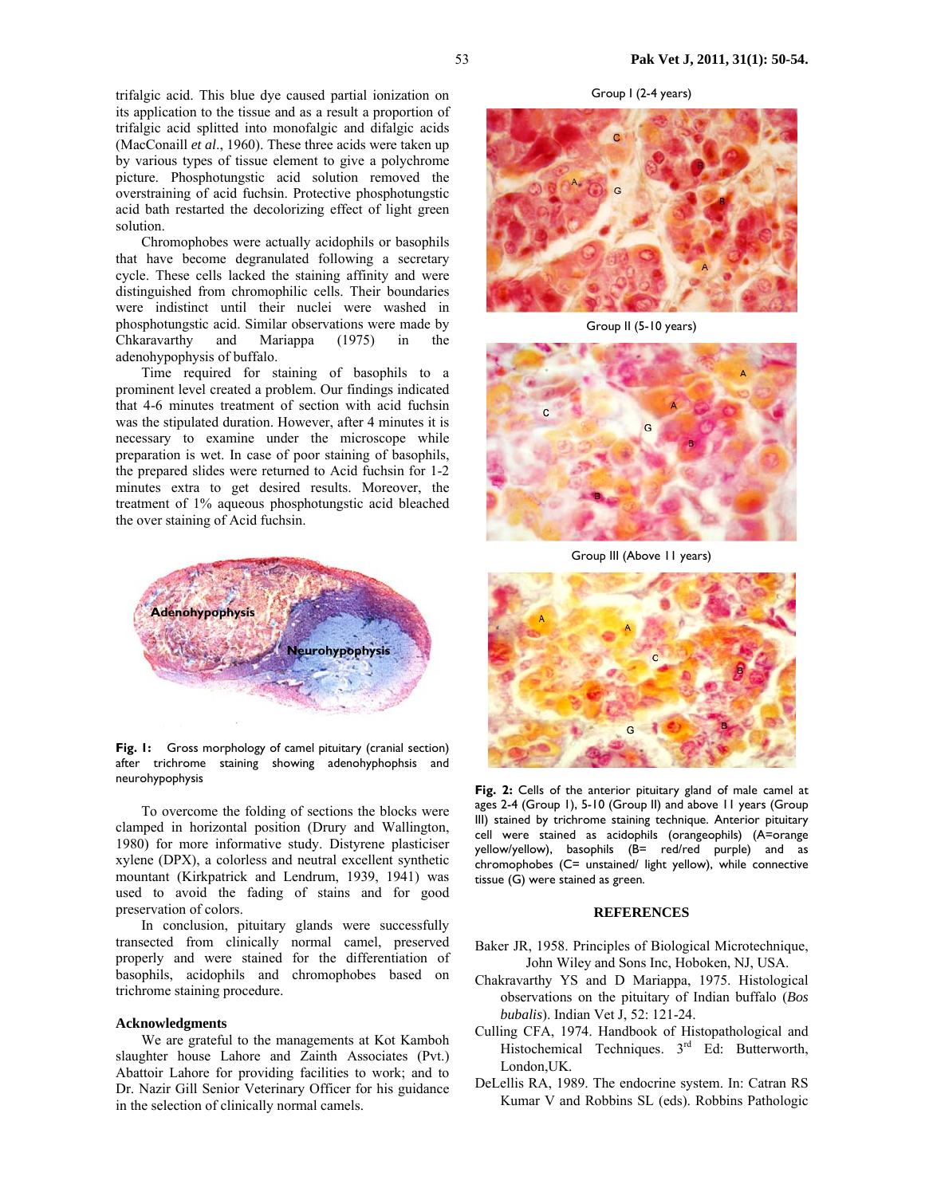trifalgic acid. This blue dye caused partial ionization on its application to the tissue and as a result a proportion of trifalgic acid splitted into monofalgic and difalgic acids (MacConaill *et al*., 1960). These three acids were taken up by various types of tissue element to give a polychrome picture. Phosphotungstic acid solution removed the overstraining of acid fuchsin. Protective phosphotungstic acid bath restarted the decolorizing effect of light green solution.

Chromophobes were actually acidophils or basophils that have become degranulated following a secretary cycle. These cells lacked the staining affinity and were distinguished from chromophilic cells. Their boundaries were indistinct until their nuclei were washed in phosphotungstic acid. Similar observations were made by Chkaravarthy and Mariappa (1975) in the adenohypophysis of buffalo.

Time required for staining of basophils to a prominent level created a problem. Our findings indicated that 4-6 minutes treatment of section with acid fuchsin was the stipulated duration. However, after 4 minutes it is necessary to examine under the microscope while preparation is wet. In case of poor staining of basophils, the prepared slides were returned to Acid fuchsin for 1-2 minutes extra to get desired results. Moreover, the treatment of 1% aqueous phosphotungstic acid bleached the over staining of Acid fuchsin.

**Fig. 1:** Gross morphology of camel pituitary (cranial section) after trichrome staining showing adenohyphophysis and neurohypophysis

To overcome the folding of sections the blocks were clamped in horizontal position (Drury and Wallington, 1980) for more informative study. Distyrene plasticiser xylene (DPX), a colorless and neutral excellent synthetic mountant (Kirkpatrick and Lendrum, 1939, 1941) was used to avoid the fading of stains and for good preservation of colors.

In conclusion, pituitary glands were successfully transected from clinically normal camel, preserved properly and were stained for the differentiation of basophils, acidophils and chromophobes based on trichrome staining procedure.

### Acknowledgments

We are grateful to the managements at Kot Kamboh slaughter house Lahore and Zainth Associates (Pvt.) Abattoir Lahore for providing facilities to work; and to Dr. Nazir Gill Senior Veterinary Officer for his guidance in the selection of clinically normal camels.

**Fig. 2:** Cells of the anterior pituitary gland of male camel at ages 2-4 (Group I), 5-10 (Group II) and above 11 years (Group III) stained by trichrome staining technique. Anterior pituitary cell were stained as acidophils (orangeophils) (A=orange yellow/yellow), basophils (B= red/red purple) and as chromophobes (C= unstained/ light yellow), while connective tissue (G) were stained as green.

## REFERENCES

Baker JR, 1958. Principles of Biological Microtechnique, John Wiley and Sons Inc, Hoboken, NJ, USA.

Chakravarthy YS and D Mariappa, 1975. Histological observations on the pituitary of Indian buffalo (*Bos bubalis*). Indian Vet J, 52: 121-24.

Culling CFA, 1974. Handbook of Histopathological and Histochemical Techniques. 3rd Ed: Butterworth, London,UK.

DeLellis RA, 1989. The endocrine system. In: Catran RS Kumar V and Robbins SL (eds). Robbins Pathologic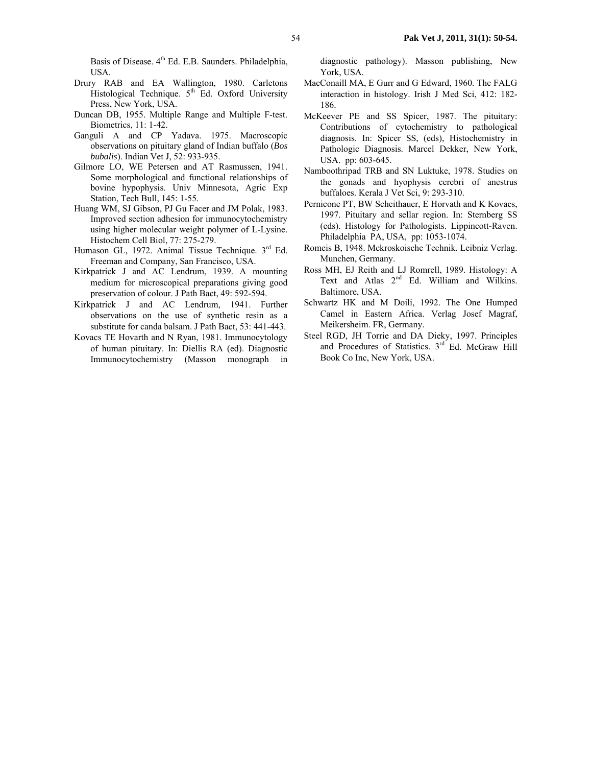Basis of Disease. 4th Ed. E.B. Saunders. Philadelphia, USA.

Drury RAB and EA Wallington, 1980. Carletons Histological Technique. 5th Ed. Oxford University Press, New York, USA.

Duncan DB, 1955. Multiple Range and Multiple F-test. Biometrics, 11: 1-42.

Ganguli A and CP Yadava. 1975. Macroscopic observations on pituitary gland of Indian buffalo (*Bos bubalis*). Indian Vet J, 52: 933-935.

Gilmore LO, WE Petersen and AT Rasmussen, 1941. Some morphological and functional relationships of bovine hypophysis. Univ Minnesota, Agric Exp Station, Tech Bull, 145: 1-55.

Huang WM, SJ Gibson, PJ Gu Facer and JM Polak, 1983. Improved section adhesion for immunocytochemistry using higher molecular weight polymer of L-Lysine. Histochem Cell Biol, 77: 275-279.

Humason GL, 1972. Animal Tissue Technique. 3rd Ed. Freeman and Company, San Francisco, USA.

Kirkpatrick J and AC Lendrum, 1939. A mounting medium for microscopical preparations giving good preservation of colour. J Path Bact, 49: 592-594.

Kirkpatrick J and AC Lendrum, 1941. Further observations on the use of synthetic resin as a substitute for canda balsam. J Path Bact, 53: 441-443.

Kovacs TE Hovarth and N Ryan, 1981. Immunocytology of human pituitary. In: Diellis RA (ed). Diagnostic Immunocytochemistry (Masson monograph in diagnostic pathology). Masson publishing, New York, USA.

MacConaill MA, E Gurr and G Edward, 1960. The FALG interaction in histology. Irish J Med Sci, 412: 182-186.

McKeever PE and SS Spicer, 1987. The pituitary: Contributions of cytochemistry to pathological diagnosis. In: Spicer SS, (eds), Histochemistry in Pathologic Diagnosis. Marcel Dekker, New York, USA. pp: 603-645.

Namboothripad TRB and SN Luktuke, 1978. Studies on the gonads and hyophysis cerebri of anestrus buffaloes. Kerala J Vet Sci, 9: 293-310.

Pernicone PT, BW Scheithauer, E Horvath and K Kovacs, 1997. Pituitary and sellar region. In: Sternberg SS (eds). Histology for Pathologists. Lippincott-Raven. Philadelphia PA, USA, pp: 1053-1074.

Romeis B, 1948. Mckroskoische Technik. Leibniz Verlag. Munchen, Germany.

Ross MH, EJ Reith and LJ Romrell, 1989. Histology: A Text and Atlas 2nd Ed. William and Wilkins. Baltimore, USA.

Schwartz HK and M Doili, 1992. The One Humped Camel in Eastern Africa. Verlag Josef Magraf, Meikersheim. FR, Germany.

Steel RGD, JH Torrie and DA Dieky, 1997. Principles and Procedures of Statistics. 3rd Ed. McGraw Hill Book Co Inc, New York, USA.